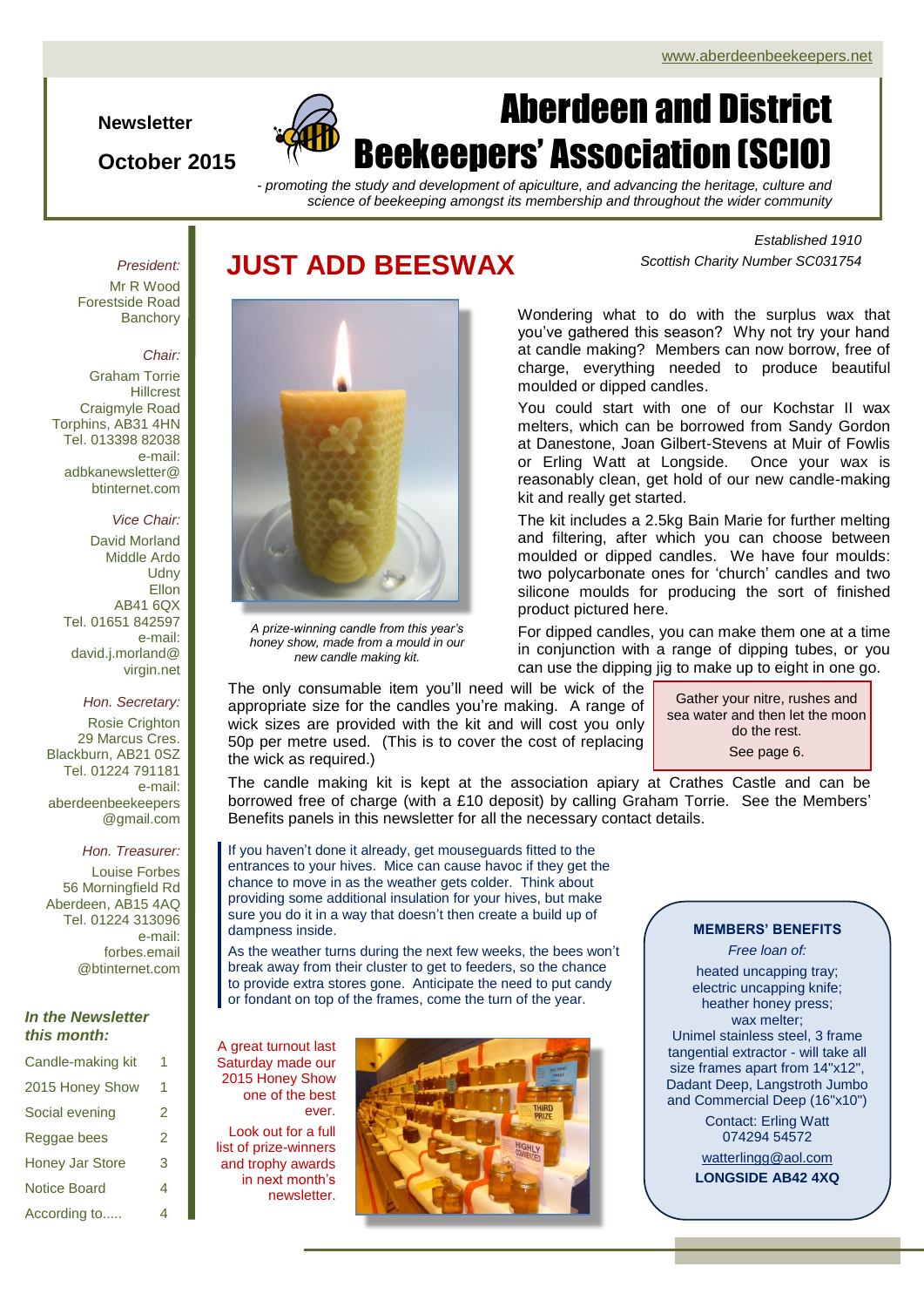www.aberdeenbeekeepers.net

**Newsletter**

**October 2015**

# Aberdeen and District Beekeepers' Association (SCIO)

*- promoting the study and development of apiculture, and advancing the heritage, culture and science of beekeeping amongst its membership and throughout the wider community*

*Established 1910*
*Scottish Charity Number SC031754*

*President:*
Mr R Wood
Forestside Road
Banchory

*Chair:*
Graham Torrie
Hillcrest
Craigmyle Road
Torphins, AB31 4HN
Tel. 013398 82038
e-mail:
adbkanewsletter@btinternet.com

*Vice Chair:*
David Morland
Middle Ardo
Udny
Ellon
AB41 6QX
Tel. 01651 842597
e-mail:
david.j.morland@virgin.net

*Hon. Secretary:*
Rosie Crighton
29 Marcus Cres.
Blackburn, AB21 0SZ
Tel. 01224 791181
e-mail:
aberdeenbeekeepers@gmail.com

*Hon. Treasurer:*
Louise Forbes
56 Morningfield Rd
Aberdeen, AB15 4AQ
Tel. 01224 313096
e-mail:
forbes.email@btinternet.com

***In the Newsletter this month:***

| | |
|---|---|
| Candle-making kit | 1 |
| 2015 Honey Show | 1 |
| Social evening | 2 |
| Reggae bees | 2 |
| Honey Jar Store | 3 |
| Notice Board | 4 |
| According to..... | 4 |

## JUST ADD BEESWAX

*A prize-winning candle from this year's honey show, made from a mould in our new candle making kit.*

Wondering what to do with the surplus wax that you've gathered this season? Why not try your hand at candle making? Members can now borrow, free of charge, everything needed to produce beautiful moulded or dipped candles.

You could start with one of our Kochstar II wax melters, which can be borrowed from Sandy Gordon at Danestone, Joan Gilbert-Stevens at Muir of Fowlis or Erling Watt at Longside. Once your wax is reasonably clean, get hold of our new candle-making kit and really get started.

The kit includes a 2.5kg Bain Marie for further melting and filtering, after which you can choose between moulded or dipped candles. We have four moulds: two polycarbonate ones for 'church' candles and two silicone moulds for producing the sort of finished product pictured here.

For dipped candles, you can make them one at a time in conjunction with a range of dipping tubes, or you can use the dipping jig to make up to eight in one go.

The only consumable item you'll need will be wick of the appropriate size for the candles you're making. A range of wick sizes are provided with the kit and will cost you only 50p per metre used. (This is to cover the cost of replacing the wick as required.)

> Gather your nitre, rushes and sea water and then let the moon do the rest.
>
> See page 6.

The candle making kit is kept at the association apiary at Crathes Castle and can be borrowed free of charge (with a £10 deposit) by calling Graham Torrie. See the Members' Benefits panels in this newsletter for all the necessary contact details.

If you haven't done it already, get mouseguards fitted to the entrances to your hives. Mice can cause havoc if they get the chance to move in as the weather gets colder. Think about providing some additional insulation for your hives, but make sure you do it in a way that doesn't then create a build up of dampness inside.

As the weather turns during the next few weeks, the bees won't break away from their cluster to get to feeders, so the chance to provide extra stores gone. Anticipate the need to put candy or fondant on top of the frames, come the turn of the year.

A great turnout last Saturday made our 2015 Honey Show one of the best ever.

Look out for a full list of prize-winners and trophy awards in next month's newsletter.

**MEMBERS' BENEFITS**

*Free loan of:*

heated uncapping tray;
electric uncapping knife;
heather honey press;
wax melter;
Unimel stainless steel, 3 frame tangential extractor - will take all size frames apart from 14"x12", Dadant Deep, Langstroth Jumbo and Commercial Deep (16"x10")

Contact: Erling Watt
074294 54572
watterlingg@aol.com
**LONGSIDE AB42 4XQ**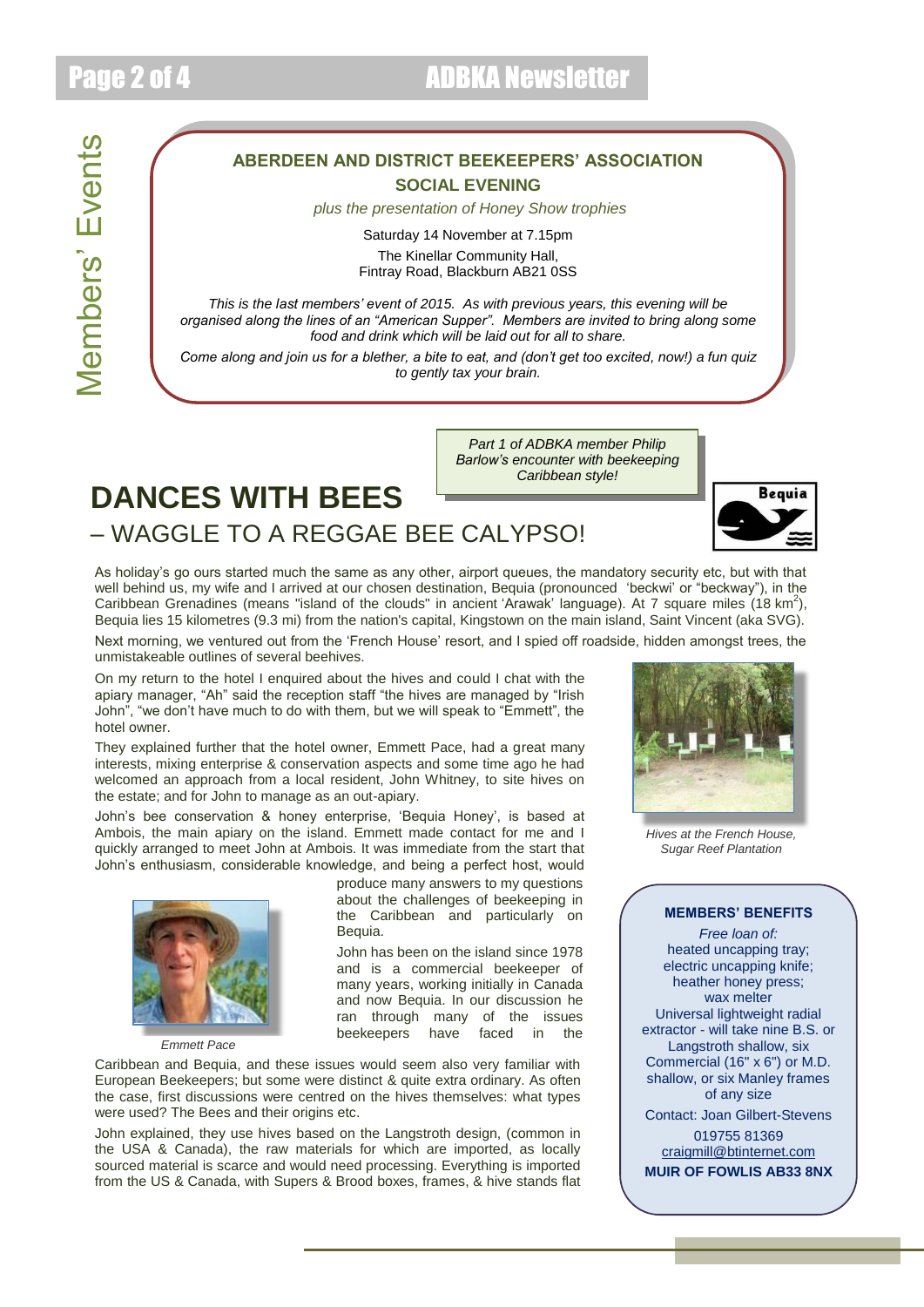Members' Events

**ABERDEEN AND DISTRICT BEEKEEPERS' ASSOCIATION**
**SOCIAL EVENING**

*plus the presentation of Honey Show trophies*

Saturday 14 November at 7.15pm

The Kinellar Community Hall,
Fintray Road, Blackburn AB21 0SS

*This is the last members' event of 2015. As with previous years, this evening will be organised along the lines of an "American Supper". Members are invited to bring along some food and drink which will be laid out for all to share.*

*Come along and join us for a blether, a bite to eat, and (don't get too excited, now!) a fun quiz to gently tax your brain.*

*Part 1 of ADBKA member Philip Barlow's encounter with beekeeping Caribbean style!*

# DANCES WITH BEES

## – WAGGLE TO A REGGAE BEE CALYPSO!

As holiday's go ours started much the same as any other, airport queues, the mandatory security etc, but with that well behind us, my wife and I arrived at our chosen destination, Bequia (pronounced 'beckwi' or "beckway"), in the Caribbean Grenadines (means "island of the clouds" in ancient 'Arawak' language). At 7 square miles (18 km$^2$), Bequia lies 15 kilometres (9.3 mi) from the nation's capital, Kingstown on the main island, Saint Vincent (aka SVG).

Next morning, we ventured out from the 'French House' resort, and I spied off roadside, hidden amongst trees, the unmistakeable outlines of several beehives.

On my return to the hotel I enquired about the hives and could I chat with the apiary manager, "Ah" said the reception staff "the hives are managed by "Irish John", "we don't have much to do with them, but we will speak to "Emmett", the hotel owner.

They explained further that the hotel owner, Emmett Pace, had a great many interests, mixing enterprise & conservation aspects and some time ago he had welcomed an approach from a local resident, John Whitney, to site hives on the estate; and for John to manage as an out-apiary.

John's bee conservation & honey enterprise, 'Bequia Honey', is based at Ambois, the main apiary on the island. Emmett made contact for me and I quickly arranged to meet John at Ambois. It was immediate from the start that John's enthusiasm, considerable knowledge, and being a perfect host, would produce many answers to my questions about the challenges of beekeeping in the Caribbean and particularly on Bequia.

*Hives at the French House, Sugar Reef Plantation*

*Emmett Pace*

John has been on the island since 1978 and is a commercial beekeeper of many years, working initially in Canada and now Bequia. In our discussion he ran through many of the issues beekeepers have faced in the Caribbean and Bequia, and these issues would seem also very familiar with European Beekeepers; but some were distinct & quite extra ordinary. As often the case, first discussions were centred on the hives themselves: what types were used? The Bees and their origins etc.

John explained, they use hives based on the Langstroth design, (common in the USA & Canada), the raw materials for which are imported, as locally sourced material is scarce and would need processing. Everything is imported from the US & Canada, with Supers & Brood boxes, frames, & hive stands flat

**MEMBERS' BENEFITS**

*Free loan of:*
heated uncapping tray;
electric uncapping knife;
heather honey press;
wax melter
Universal lightweight radial extractor - will take nine B.S. or Langstroth shallow, six Commercial (16" x 6") or M.D. shallow, or six Manley frames of any size

Contact: Joan Gilbert-Stevens
019755 81369
craigmill@btinternet.com
**MUIR OF FOWLIS AB33 8NX**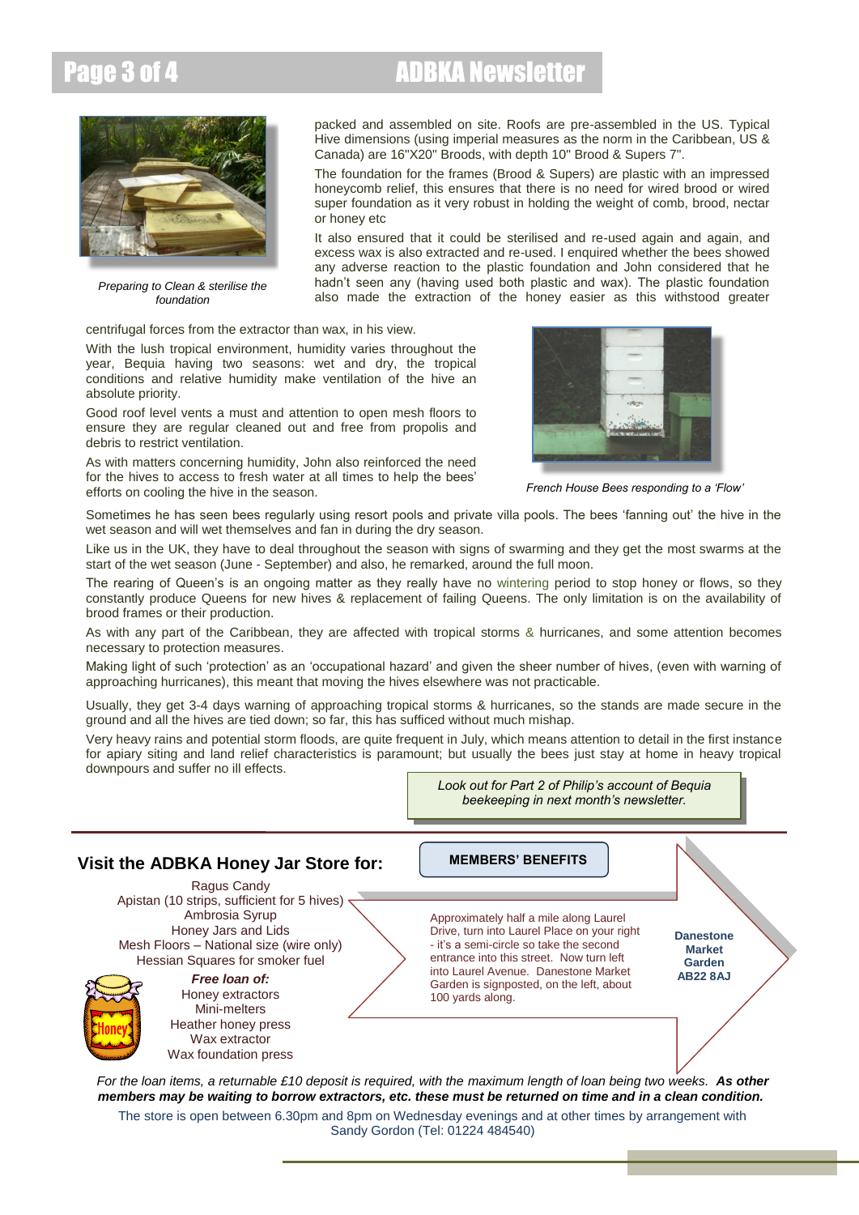packed and assembled on site. Roofs are pre-assembled in the US. Typical Hive dimensions (using imperial measures as the norm in the Caribbean, US & Canada) are 16"X20" Broods, with depth 10" Brood & Supers 7".

The foundation for the frames (Brood & Supers) are plastic with an impressed honeycomb relief, this ensures that there is no need for wired brood or wired super foundation as it very robust in holding the weight of comb, brood, nectar or honey etc

It also ensured that it could be sterilised and re-used again and again, and excess wax is also extracted and re-used. I enquired whether the bees showed any adverse reaction to the plastic foundation and John considered that he hadn't seen any (having used both plastic and wax). The plastic foundation also made the extraction of the honey easier as this withstood greater centrifugal forces from the extractor than wax, in his view.

*Preparing to Clean & sterilise the foundation*

With the lush tropical environment, humidity varies throughout the year, Bequia having two seasons: wet and dry, the tropical conditions and relative humidity make ventilation of the hive an absolute priority.

Good roof level vents a must and attention to open mesh floors to ensure they are regular cleaned out and free from propolis and debris to restrict ventilation.

As with matters concerning humidity, John also reinforced the need for the hives to access to fresh water at all times to help the bees' efforts on cooling the hive in the season.

*French House Bees responding to a 'Flow'*

Sometimes he has seen bees regularly using resort pools and private villa pools. The bees 'fanning out' the hive in the wet season and will wet themselves and fan in during the dry season.

Like us in the UK, they have to deal throughout the season with signs of swarming and they get the most swarms at the start of the wet season (June - September) and also, he remarked, around the full moon.

The rearing of Queen's is an ongoing matter as they really have no wintering period to stop honey or flows, so they constantly produce Queens for new hives & replacement of failing Queens. The only limitation is on the availability of brood frames or their production.

As with any part of the Caribbean, they are affected with tropical storms & hurricanes, and some attention becomes necessary to protection measures.

Making light of such 'protection' as an 'occupational hazard' and given the sheer number of hives, (even with warning of approaching hurricanes), this meant that moving the hives elsewhere was not practicable.

Usually, they get 3-4 days warning of approaching tropical storms & hurricanes, so the stands are made secure in the ground and all the hives are tied down; so far, this has sufficed without much mishap.

Very heavy rains and potential storm floods, are quite frequent in July, which means attention to detail in the first instance for apiary siting and land relief characteristics is paramount; but usually the bees just stay at home in heavy tropical downpours and suffer no ill effects.

*Look out for Part 2 of Philip's account of Bequia beekeeping in next month's newsletter.*

## Visit the ADBKA Honey Jar Store for:

Ragus Candy
Apistan (10 strips, sufficient for 5 hives)
Ambrosia Syrup
Honey Jars and Lids
Mesh Floors – National size (wire only)
Hessian Squares for smoker fuel

***Free loan of:***
Honey extractors
Mini-melters
Heather honey press
Wax extractor
Wax foundation press

**MEMBERS' BENEFITS**

Approximately half a mile along Laurel Drive, turn into Laurel Place on your right - it's a semi-circle so take the second entrance into this street. Now turn left into Laurel Avenue. Danestone Market Garden is signposted, on the left, about 100 yards along.

**Danestone Market Garden AB22 8AJ**

*For the loan items, a returnable £10 deposit is required, with the maximum length of loan being two weeks.* ***As other members may be waiting to borrow extractors, etc. these must be returned on time and in a clean condition.***

The store is open between 6.30pm and 8pm on Wednesday evenings and at other times by arrangement with Sandy Gordon (Tel: 01224 484540)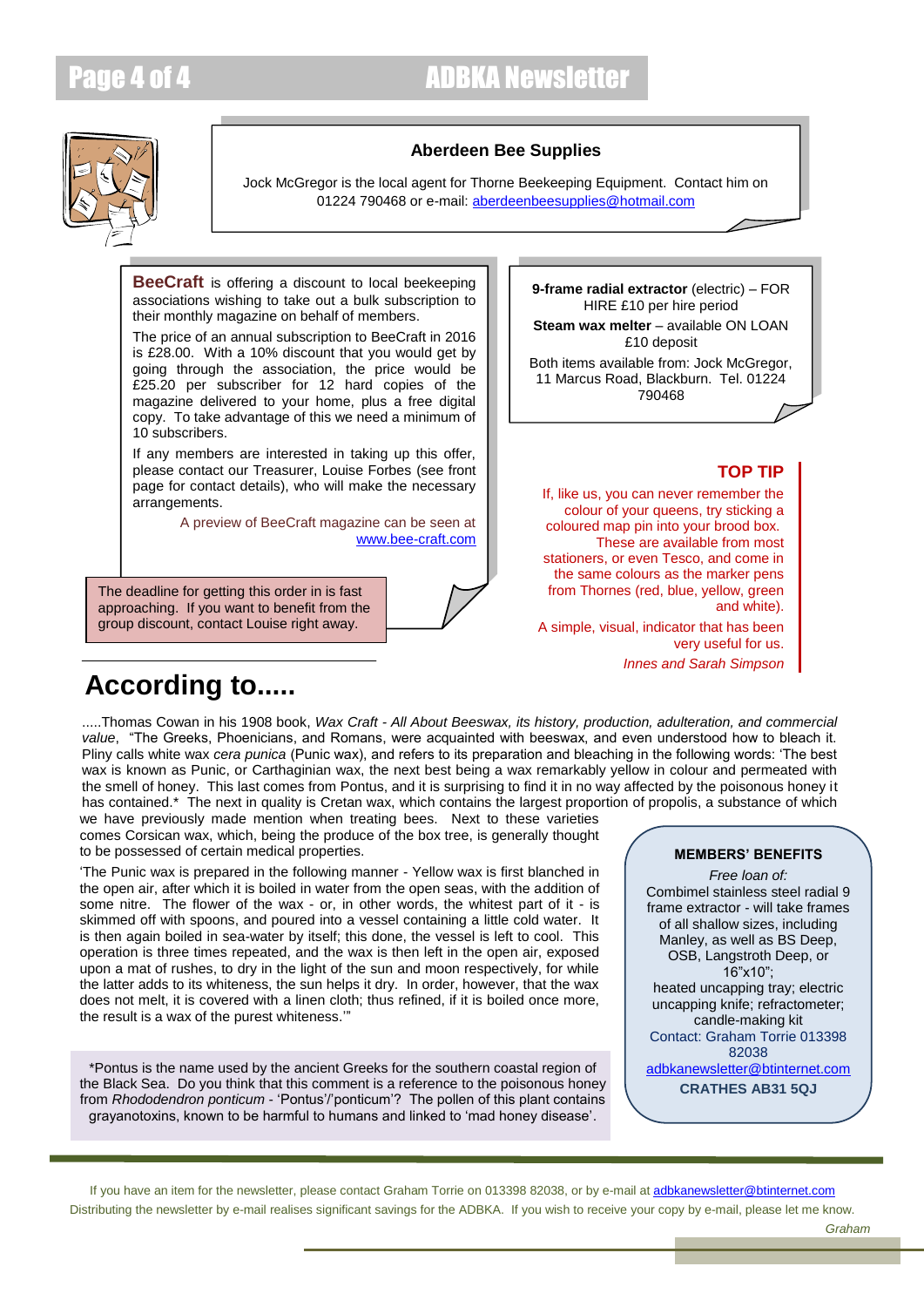## Aberdeen Bee Supplies

Jock McGregor is the local agent for Thorne Beekeeping Equipment. Contact him on 01224 790468 or e-mail: aberdeenbeesupplies@hotmail.com

**BeeCraft** is offering a discount to local beekeeping associations wishing to take out a bulk subscription to their monthly magazine on behalf of members.

The price of an annual subscription to BeeCraft in 2016 is £28.00. With a 10% discount that you would get by going through the association, the price would be £25.20 per subscriber for 12 hard copies of the magazine delivered to your home, plus a free digital copy. To take advantage of this we need a minimum of 10 subscribers.

If any members are interested in taking up this offer, please contact our Treasurer, Louise Forbes (see front page for contact details), who will make the necessary arrangements.

A preview of BeeCraft magazine can be seen at www.bee-craft.com

The deadline for getting this order in is fast approaching. If you want to benefit from the group discount, contact Louise right away.

**9-frame radial extractor** (electric) – FOR HIRE £10 per hire period

**Steam wax melter** – available ON LOAN £10 deposit

Both items available from: Jock McGregor, 11 Marcus Road, Blackburn. Tel. 01224 790468

### TOP TIP

If, like us, you can never remember the colour of your queens, try sticking a coloured map pin into your brood box. These are available from most stationers, or even Tesco, and come in the same colours as the marker pens from Thornes (red, blue, yellow, green and white).

A simple, visual, indicator that has been very useful for us.

*Innes and Sarah Simpson*

# According to.....

.....Thomas Cowan in his 1908 book, *Wax Craft - All About Beeswax, its history, production, adulteration, and commercial value*, "The Greeks, Phoenicians, and Romans, were acquainted with beeswax, and even understood how to bleach it. Pliny calls white wax *cera punica* (Punic wax), and refers to its preparation and bleaching in the following words: 'The best wax is known as Punic, or Carthaginian wax, the next best being a wax remarkably yellow in colour and permeated with the smell of honey. This last comes from Pontus, and it is surprising to find it in no way affected by the poisonous honey it has contained.* The next in quality is Cretan wax, which contains the largest proportion of propolis, a substance of which we have previously made mention when treating bees. Next to these varieties comes Corsican wax, which, being the produce of the box tree, is generally thought to be possessed of certain medical properties.

'The Punic wax is prepared in the following manner - Yellow wax is first blanched in the open air, after which it is boiled in water from the open seas, with the addition of some nitre. The flower of the wax - or, in other words, the whitest part of it - is skimmed off with spoons, and poured into a vessel containing a little cold water. It is then again boiled in sea-water by itself; this done, the vessel is left to cool. This operation is three times repeated, and the wax is then left in the open air, exposed upon a mat of rushes, to dry in the light of the sun and moon respectively, for while the latter adds to its whiteness, the sun helps it dry. In order, however, that the wax does not melt, it is covered with a linen cloth; thus refined, if it is boiled once more, the result is a wax of the purest whiteness.'"

*Pontus is the name used by the ancient Greeks for the southern coastal region of the Black Sea. Do you think that this comment is a reference to the poisonous honey from *Rhododendron ponticum* - 'Pontus'/'ponticum'? The pollen of this plant contains grayanotoxins, known to be harmful to humans and linked to 'mad honey disease'.

**MEMBERS' BENEFITS**

*Free loan of:*

Combimel stainless steel radial 9 frame extractor - will take frames of all shallow sizes, including Manley, as well as BS Deep, OSB, Langstroth Deep, or 16"x10";
heated uncapping tray; electric uncapping knife; refractometer; candle-making kit

Contact: Graham Torrie 013398 82038
adbkanewsletter@btinternet.com
**CRATHES AB31 5QJ**

If you have an item for the newsletter, please contact Graham Torrie on 013398 82038, or by e-mail at adbkanewsletter@btinternet.com
Distributing the newsletter by e-mail realises significant savings for the ADBKA. If you wish to receive your copy by e-mail, please let me know.

*Graham*